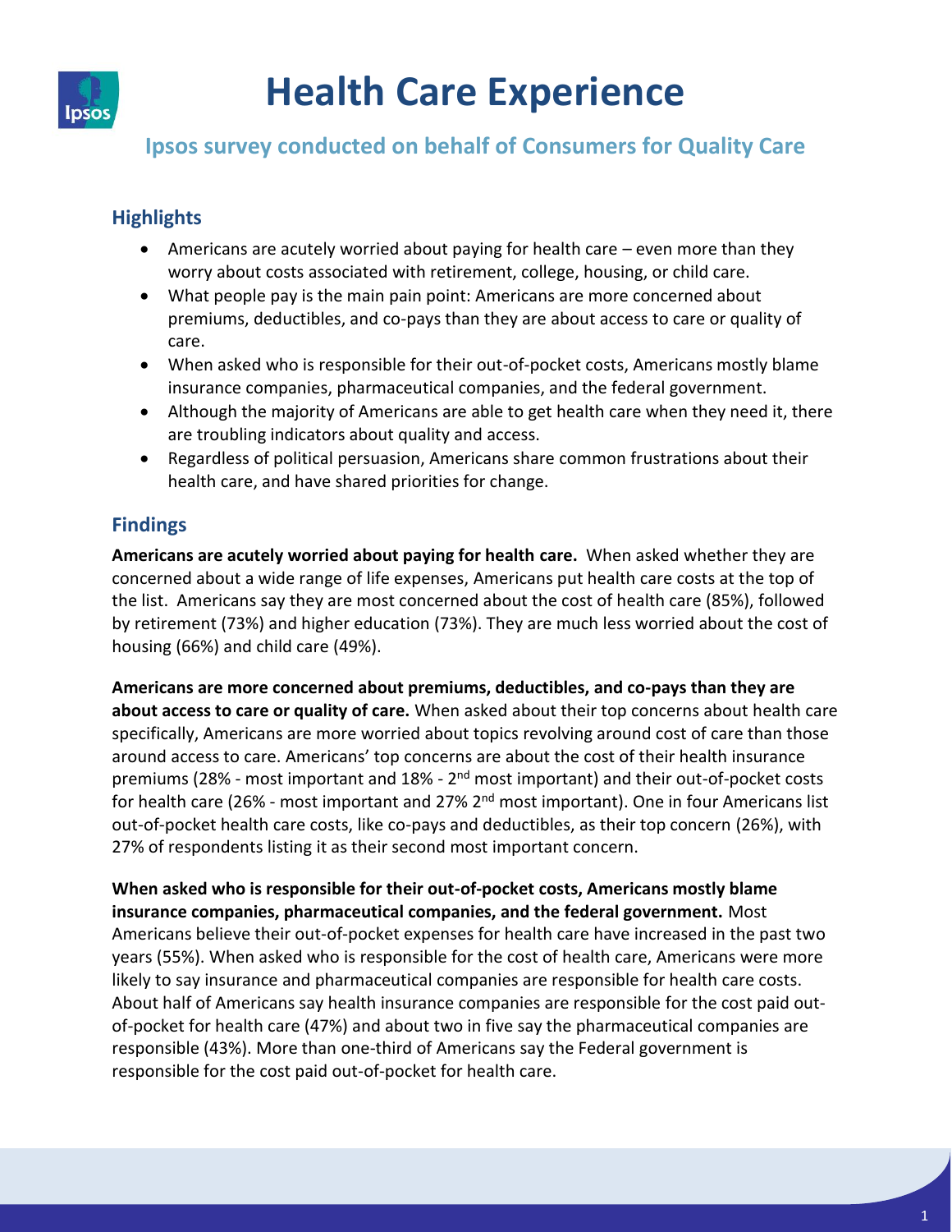# Health Care Experience

## Ipsos survey conducted on behalf of Consumers for Quality Care

### Highlights

- Americans are acutely worried about paying for health care – even more than they worry about costs associated with retirement, college, housing, or child care.
- What people pay is the main pain point: Americans are more concerned about premiums, deductibles, and co-pays than they are about access to care or quality of care.
- When asked who is responsible for their out-of-pocket costs, Americans mostly blame insurance companies, pharmaceutical companies, and the federal government.
- Although the majority of Americans are able to get health care when they need it, there are troubling indicators about quality and access.
- Regardless of political persuasion, Americans share common frustrations about their health care, and have shared priorities for change.

### Findings

**Americans are acutely worried about paying for health care.** When asked whether they are concerned about a wide range of life expenses, Americans put health care costs at the top of the list. Americans say they are most concerned about the cost of health care (85%), followed by retirement (73%) and higher education (73%). They are much less worried about the cost of housing (66%) and child care (49%).

**Americans are more concerned about premiums, deductibles, and co-pays than they are about access to care or quality of care.** When asked about their top concerns about health care specifically, Americans are more worried about topics revolving around cost of care than those around access to care. Americans' top concerns are about the cost of their health insurance premiums (28% - most important and 18% - 2nd most important) and their out-of-pocket costs for health care (26% - most important and 27% 2nd most important). One in four Americans list out-of-pocket health care costs, like co-pays and deductibles, as their top concern (26%), with 27% of respondents listing it as their second most important concern.

**When asked who is responsible for their out-of-pocket costs, Americans mostly blame insurance companies, pharmaceutical companies, and the federal government.** Most Americans believe their out-of-pocket expenses for health care have increased in the past two years (55%). When asked who is responsible for the cost of health care, Americans were more likely to say insurance and pharmaceutical companies are responsible for health care costs. About half of Americans say health insurance companies are responsible for the cost paid out-of-pocket for health care (47%) and about two in five say the pharmaceutical companies are responsible (43%). More than one-third of Americans say the Federal government is responsible for the cost paid out-of-pocket for health care.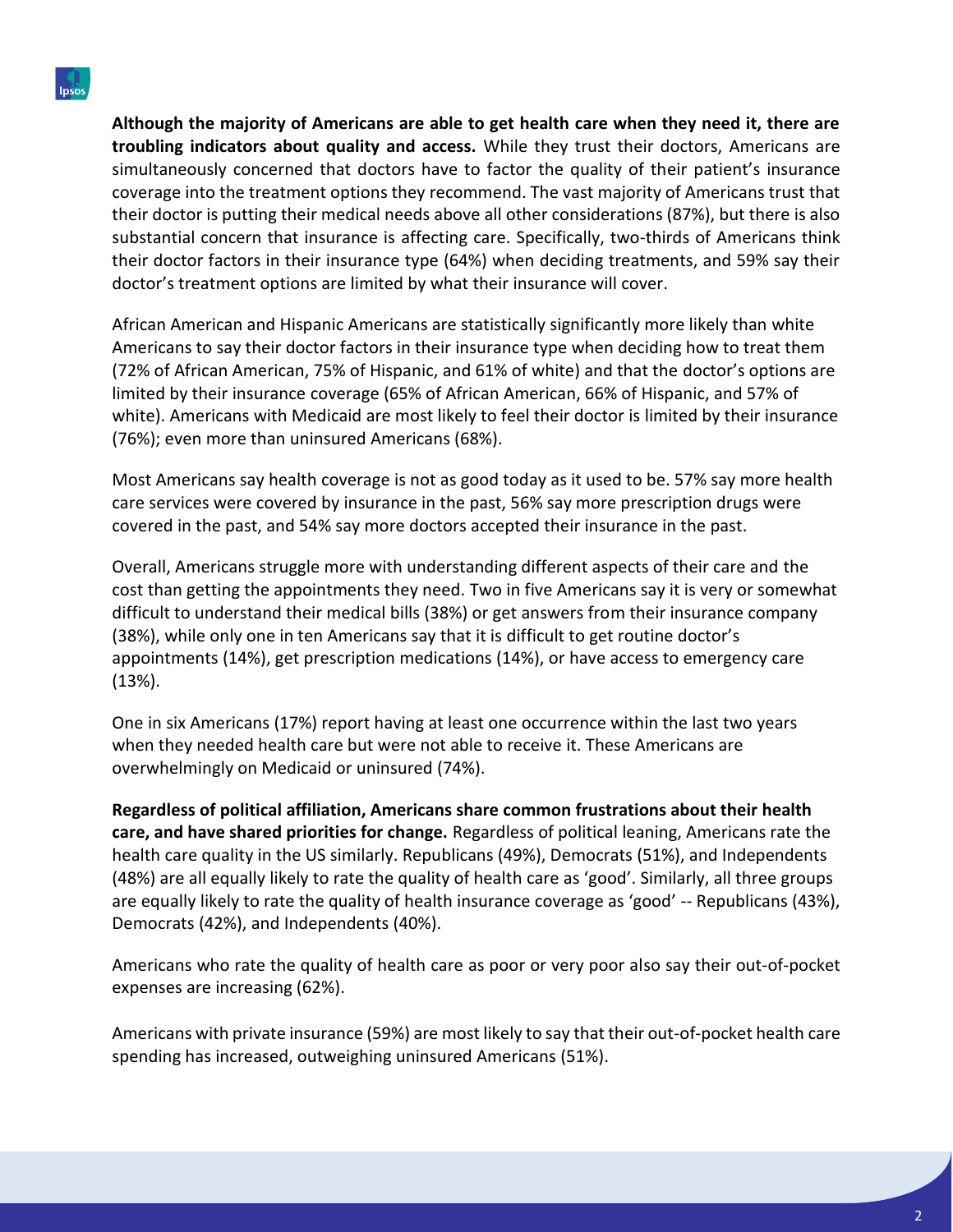**Although the majority of Americans are able to get health care when they need it, there are troubling indicators about quality and access.** While they trust their doctors, Americans are simultaneously concerned that doctors have to factor the quality of their patient's insurance coverage into the treatment options they recommend. The vast majority of Americans trust that their doctor is putting their medical needs above all other considerations (87%), but there is also substantial concern that insurance is affecting care. Specifically, two-thirds of Americans think their doctor factors in their insurance type (64%) when deciding treatments, and 59% say their doctor's treatment options are limited by what their insurance will cover.

African American and Hispanic Americans are statistically significantly more likely than white Americans to say their doctor factors in their insurance type when deciding how to treat them (72% of African American, 75% of Hispanic, and 61% of white) and that the doctor's options are limited by their insurance coverage (65% of African American, 66% of Hispanic, and 57% of white). Americans with Medicaid are most likely to feel their doctor is limited by their insurance (76%); even more than uninsured Americans (68%).

Most Americans say health coverage is not as good today as it used to be. 57% say more health care services were covered by insurance in the past, 56% say more prescription drugs were covered in the past, and 54% say more doctors accepted their insurance in the past.

Overall, Americans struggle more with understanding different aspects of their care and the cost than getting the appointments they need. Two in five Americans say it is very or somewhat difficult to understand their medical bills (38%) or get answers from their insurance company (38%), while only one in ten Americans say that it is difficult to get routine doctor's appointments (14%), get prescription medications (14%), or have access to emergency care (13%).

One in six Americans (17%) report having at least one occurrence within the last two years when they needed health care but were not able to receive it. These Americans are overwhelmingly on Medicaid or uninsured (74%).

**Regardless of political affiliation, Americans share common frustrations about their health care, and have shared priorities for change.** Regardless of political leaning, Americans rate the health care quality in the US similarly. Republicans (49%), Democrats (51%), and Independents (48%) are all equally likely to rate the quality of health care as 'good'. Similarly, all three groups are equally likely to rate the quality of health insurance coverage as 'good' -- Republicans (43%), Democrats (42%), and Independents (40%).

Americans who rate the quality of health care as poor or very poor also say their out-of-pocket expenses are increasing (62%).

Americans with private insurance (59%) are most likely to say that their out-of-pocket health care spending has increased, outweighing uninsured Americans (51%).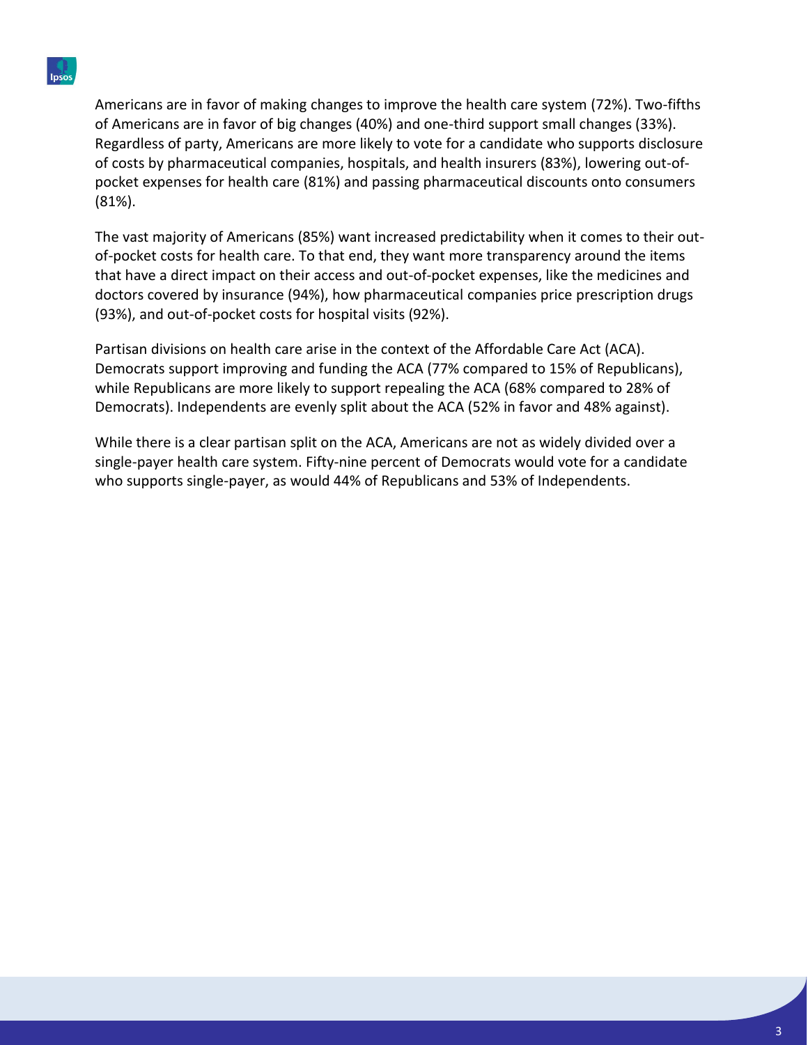Americans are in favor of making changes to improve the health care system (72%). Two-fifths of Americans are in favor of big changes (40%) and one-third support small changes (33%). Regardless of party, Americans are more likely to vote for a candidate who supports disclosure of costs by pharmaceutical companies, hospitals, and health insurers (83%), lowering out-of-pocket expenses for health care (81%) and passing pharmaceutical discounts onto consumers (81%).

The vast majority of Americans (85%) want increased predictability when it comes to their out-of-pocket costs for health care. To that end, they want more transparency around the items that have a direct impact on their access and out-of-pocket expenses, like the medicines and doctors covered by insurance (94%), how pharmaceutical companies price prescription drugs (93%), and out-of-pocket costs for hospital visits (92%).

Partisan divisions on health care arise in the context of the Affordable Care Act (ACA). Democrats support improving and funding the ACA (77% compared to 15% of Republicans), while Republicans are more likely to support repealing the ACA (68% compared to 28% of Democrats). Independents are evenly split about the ACA (52% in favor and 48% against).

While there is a clear partisan split on the ACA, Americans are not as widely divided over a single-payer health care system. Fifty-nine percent of Democrats would vote for a candidate who supports single-payer, as would 44% of Republicans and 53% of Independents.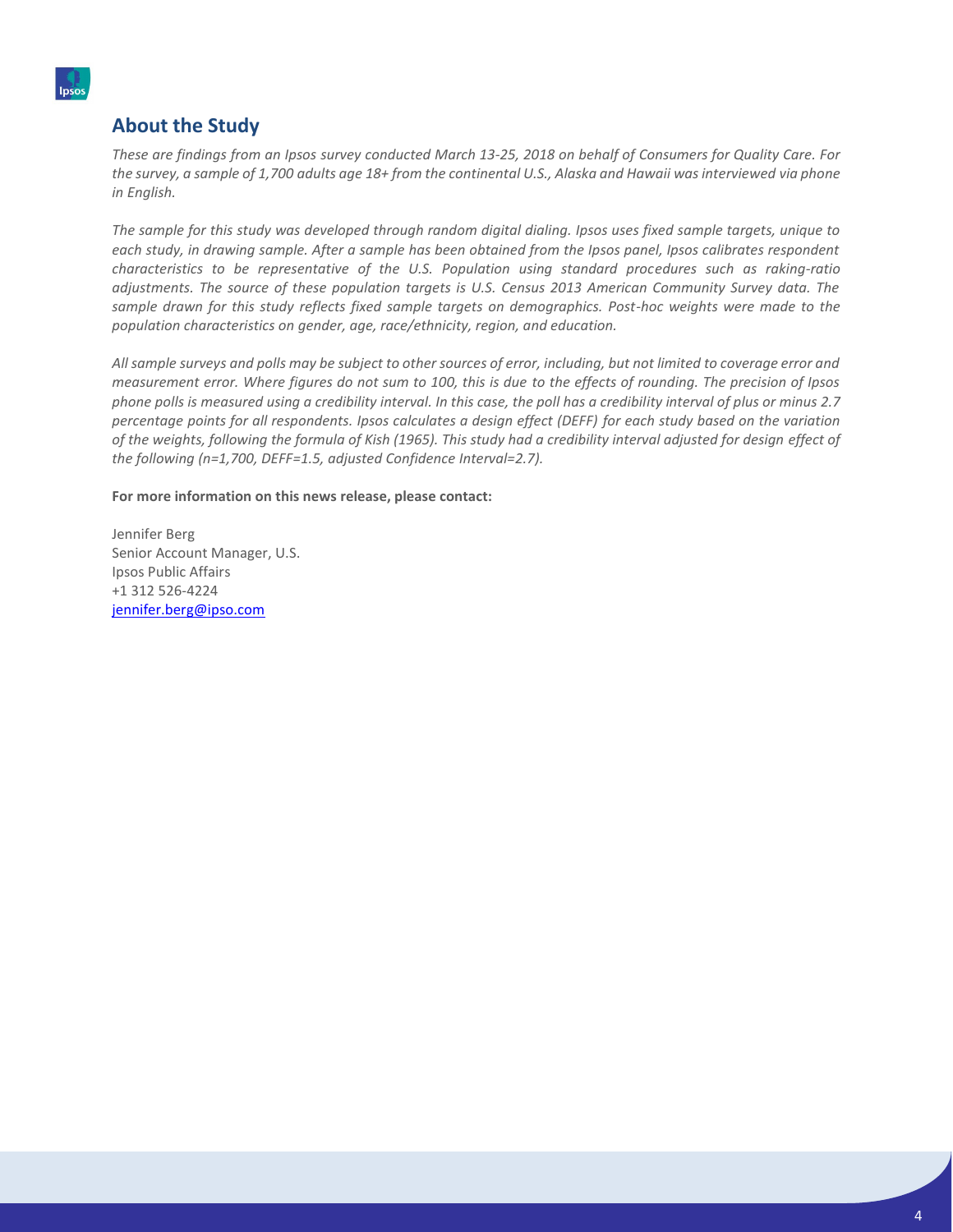## About the Study

*These are findings from an Ipsos survey conducted March 13-25, 2018 on behalf of Consumers for Quality Care. For the survey, a sample of 1,700 adults age 18+ from the continental U.S., Alaska and Hawaii was interviewed via phone in English.*

*The sample for this study was developed through random digital dialing. Ipsos uses fixed sample targets, unique to each study, in drawing sample. After a sample has been obtained from the Ipsos panel, Ipsos calibrates respondent characteristics to be representative of the U.S. Population using standard procedures such as raking-ratio adjustments. The source of these population targets is U.S. Census 2013 American Community Survey data. The sample drawn for this study reflects fixed sample targets on demographics. Post-hoc weights were made to the population characteristics on gender, age, race/ethnicity, region, and education.*

*All sample surveys and polls may be subject to other sources of error, including, but not limited to coverage error and measurement error. Where figures do not sum to 100, this is due to the effects of rounding. The precision of Ipsos phone polls is measured using a credibility interval. In this case, the poll has a credibility interval of plus or minus 2.7 percentage points for all respondents. Ipsos calculates a design effect (DEFF) for each study based on the variation of the weights, following the formula of Kish (1965). This study had a credibility interval adjusted for design effect of the following (n=1,700, DEFF=1.5, adjusted Confidence Interval=2.7).*

**For more information on this news release, please contact:**

Jennifer Berg
Senior Account Manager, U.S.
Ipsos Public Affairs
+1 312 526-4224
jennifer.berg@ipso.com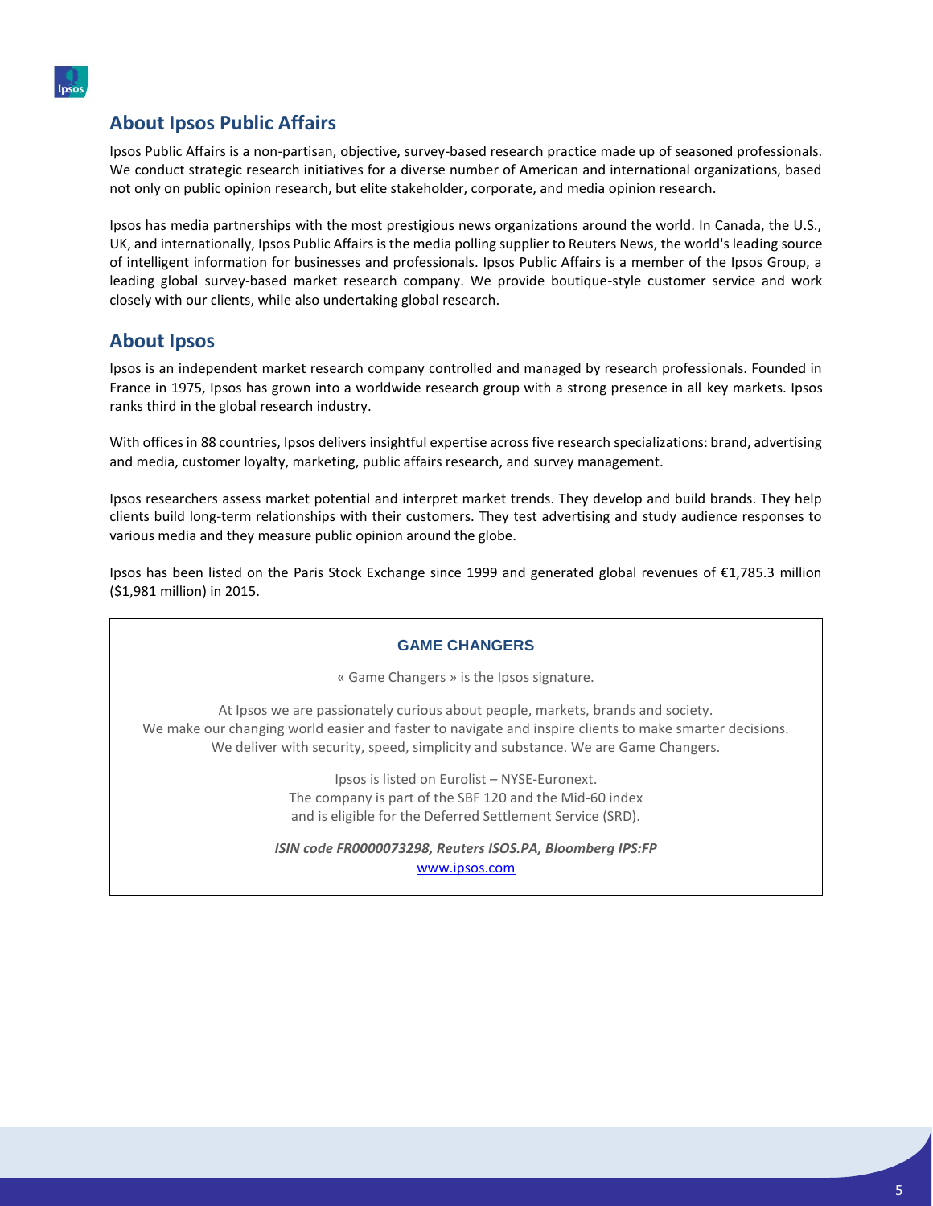## About Ipsos Public Affairs

Ipsos Public Affairs is a non-partisan, objective, survey-based research practice made up of seasoned professionals. We conduct strategic research initiatives for a diverse number of American and international organizations, based not only on public opinion research, but elite stakeholder, corporate, and media opinion research.

Ipsos has media partnerships with the most prestigious news organizations around the world. In Canada, the U.S., UK, and internationally, Ipsos Public Affairs is the media polling supplier to Reuters News, the world's leading source of intelligent information for businesses and professionals. Ipsos Public Affairs is a member of the Ipsos Group, a leading global survey-based market research company. We provide boutique-style customer service and work closely with our clients, while also undertaking global research.

## About Ipsos

Ipsos is an independent market research company controlled and managed by research professionals. Founded in France in 1975, Ipsos has grown into a worldwide research group with a strong presence in all key markets. Ipsos ranks third in the global research industry.

With offices in 88 countries, Ipsos delivers insightful expertise across five research specializations: brand, advertising and media, customer loyalty, marketing, public affairs research, and survey management.

Ipsos researchers assess market potential and interpret market trends. They develop and build brands. They help clients build long-term relationships with their customers. They test advertising and study audience responses to various media and they measure public opinion around the globe.

Ipsos has been listed on the Paris Stock Exchange since 1999 and generated global revenues of €1,785.3 million ($1,981 million) in 2015.

### GAME CHANGERS

« Game Changers » is the Ipsos signature.

At Ipsos we are passionately curious about people, markets, brands and society.
We make our changing world easier and faster to navigate and inspire clients to make smarter decisions.
We deliver with security, speed, simplicity and substance. We are Game Changers.

Ipsos is listed on Eurolist – NYSE-Euronext.
The company is part of the SBF 120 and the Mid-60 index
and is eligible for the Deferred Settlement Service (SRD).

***ISIN code FR0000073298, Reuters ISOS.PA, Bloomberg IPS:FP***

www.ipsos.com